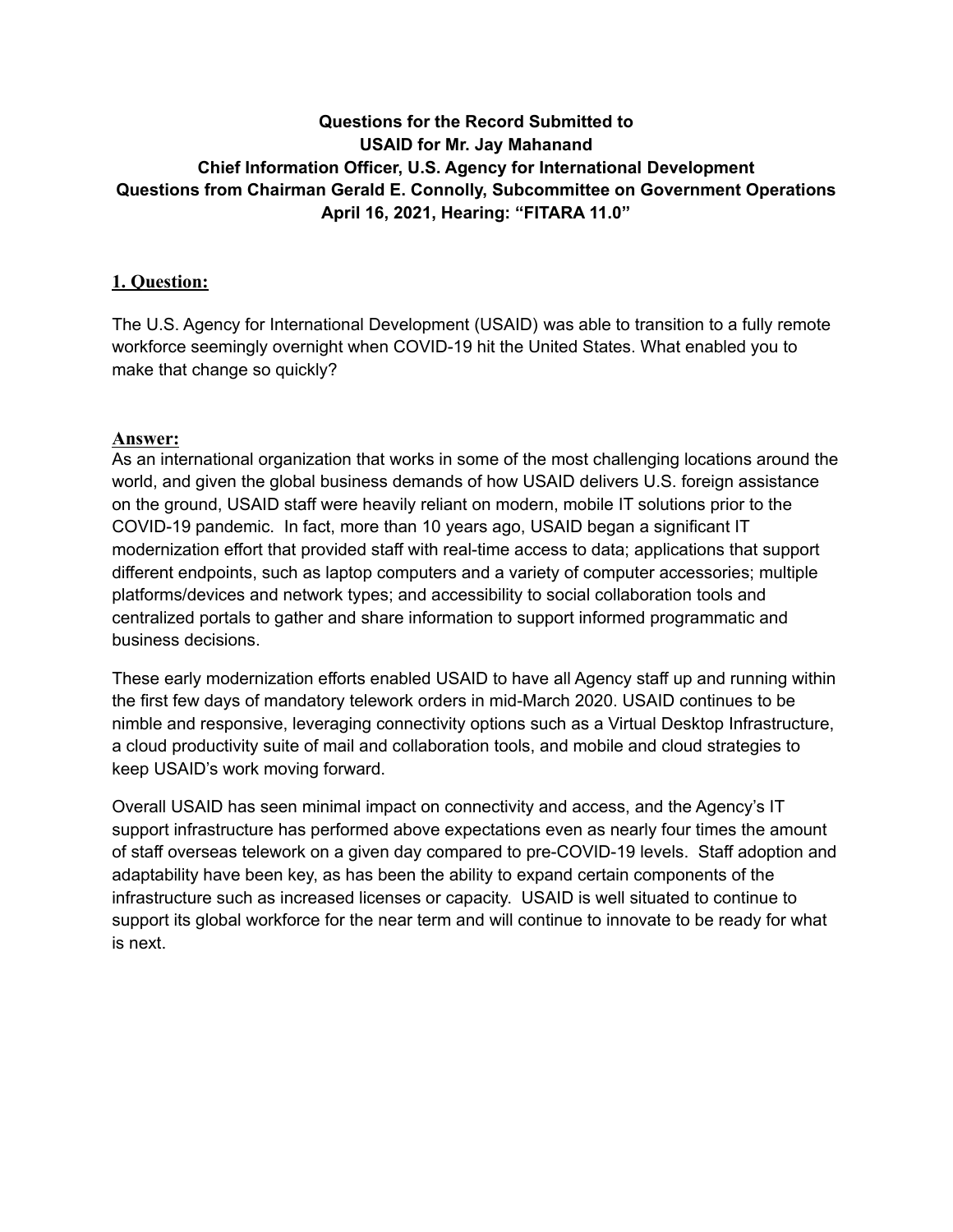**Questions for the Record Submitted to**
**USAID for Mr. Jay Mahanand**
**Chief Information Officer, U.S. Agency for International Development**
**Questions from Chairman Gerald E. Connolly, Subcommittee on Government Operations**
**April 16, 2021, Hearing: "FITARA 11.0"**

## 1. Question:

The U.S. Agency for International Development (USAID) was able to transition to a fully remote workforce seemingly overnight when COVID-19 hit the United States. What enabled you to make that change so quickly?

### Answer:

As an international organization that works in some of the most challenging locations around the world, and given the global business demands of how USAID delivers U.S. foreign assistance on the ground, USAID staff were heavily reliant on modern, mobile IT solutions prior to the COVID-19 pandemic. In fact, more than 10 years ago, USAID began a significant IT modernization effort that provided staff with real-time access to data; applications that support different endpoints, such as laptop computers and a variety of computer accessories; multiple platforms/devices and network types; and accessibility to social collaboration tools and centralized portals to gather and share information to support informed programmatic and business decisions.

These early modernization efforts enabled USAID to have all Agency staff up and running within the first few days of mandatory telework orders in mid-March 2020. USAID continues to be nimble and responsive, leveraging connectivity options such as a Virtual Desktop Infrastructure, a cloud productivity suite of mail and collaboration tools, and mobile and cloud strategies to keep USAID's work moving forward.

Overall USAID has seen minimal impact on connectivity and access, and the Agency's IT support infrastructure has performed above expectations even as nearly four times the amount of staff overseas telework on a given day compared to pre-COVID-19 levels. Staff adoption and adaptability have been key, as has been the ability to expand certain components of the infrastructure such as increased licenses or capacity. USAID is well situated to continue to support its global workforce for the near term and will continue to innovate to be ready for what is next.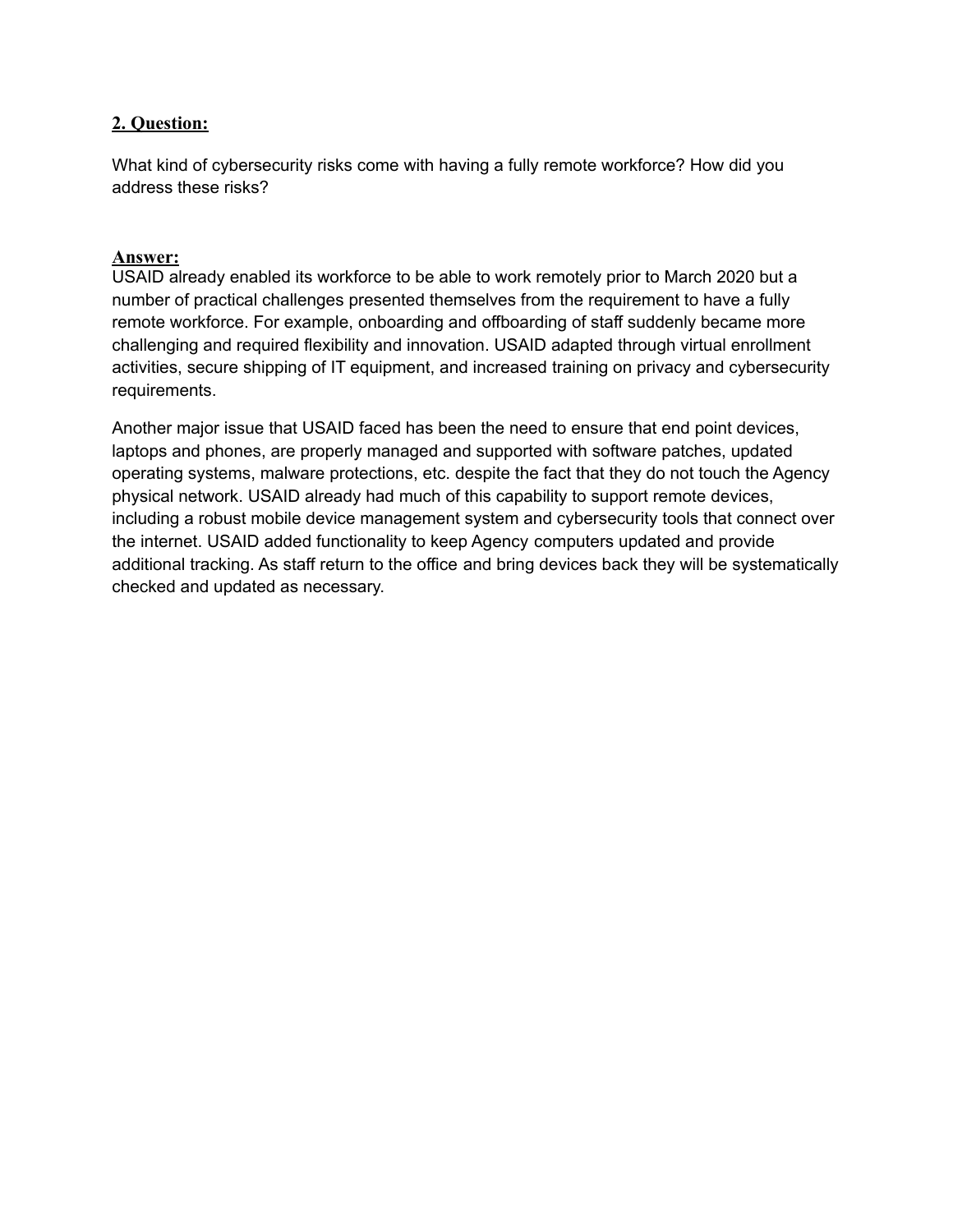**2. Question:**

What kind of cybersecurity risks come with having a fully remote workforce? How did you address these risks?

**Answer:**

USAID already enabled its workforce to be able to work remotely prior to March 2020 but a number of practical challenges presented themselves from the requirement to have a fully remote workforce. For example, onboarding and offboarding of staff suddenly became more challenging and required flexibility and innovation. USAID adapted through virtual enrollment activities, secure shipping of IT equipment, and increased training on privacy and cybersecurity requirements.

Another major issue that USAID faced has been the need to ensure that end point devices, laptops and phones, are properly managed and supported with software patches, updated operating systems, malware protections, etc. despite the fact that they do not touch the Agency physical network. USAID already had much of this capability to support remote devices, including a robust mobile device management system and cybersecurity tools that connect over the internet. USAID added functionality to keep Agency computers updated and provide additional tracking. As staff return to the office and bring devices back they will be systematically checked and updated as necessary.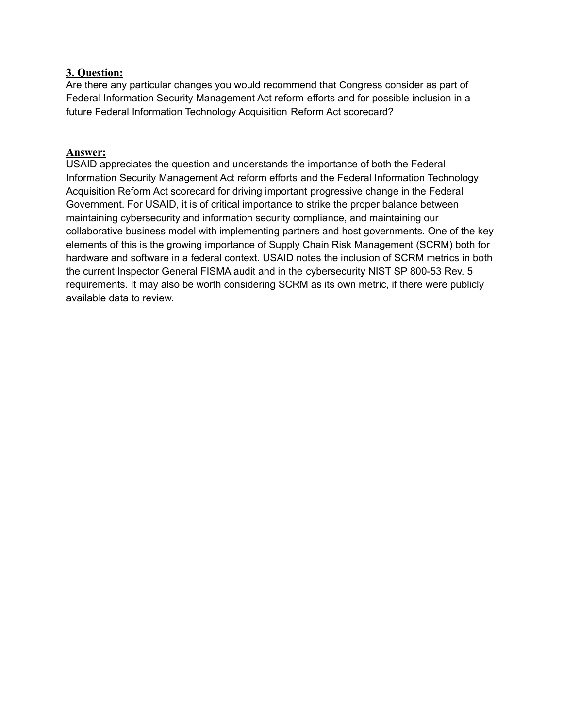**3. Question:**

Are there any particular changes you would recommend that Congress consider as part of Federal Information Security Management Act reform efforts and for possible inclusion in a future Federal Information Technology Acquisition Reform Act scorecard?

**Answer:**

USAID appreciates the question and understands the importance of both the Federal Information Security Management Act reform efforts and the Federal Information Technology Acquisition Reform Act scorecard for driving important progressive change in the Federal Government. For USAID, it is of critical importance to strike the proper balance between maintaining cybersecurity and information security compliance, and maintaining our collaborative business model with implementing partners and host governments. One of the key elements of this is the growing importance of Supply Chain Risk Management (SCRM) both for hardware and software in a federal context. USAID notes the inclusion of SCRM metrics in both the current Inspector General FISMA audit and in the cybersecurity NIST SP 800-53 Rev. 5 requirements. It may also be worth considering SCRM as its own metric, if there were publicly available data to review.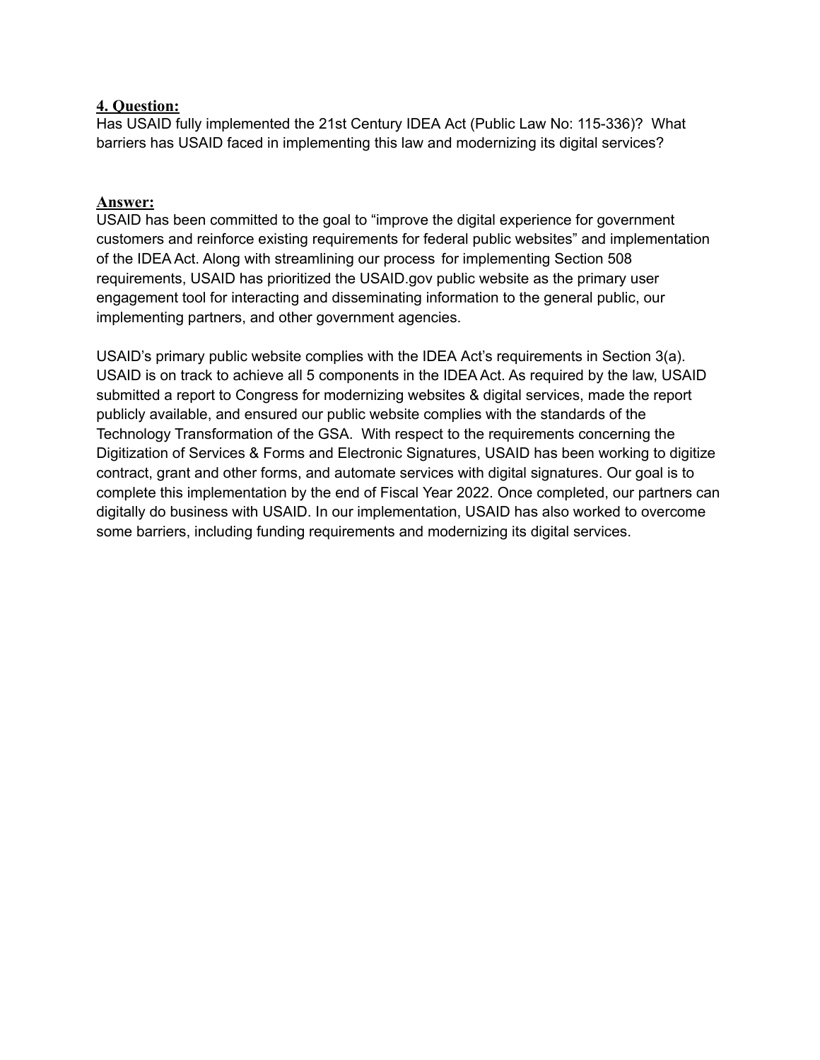**4. Question:**

Has USAID fully implemented the 21st Century IDEA Act (Public Law No: 115-336)? What barriers has USAID faced in implementing this law and modernizing its digital services?

**Answer:**

USAID has been committed to the goal to "improve the digital experience for government customers and reinforce existing requirements for federal public websites" and implementation of the IDEA Act. Along with streamlining our process for implementing Section 508 requirements, USAID has prioritized the USAID.gov public website as the primary user engagement tool for interacting and disseminating information to the general public, our implementing partners, and other government agencies.

USAID's primary public website complies with the IDEA Act's requirements in Section 3(a). USAID is on track to achieve all 5 components in the IDEA Act. As required by the law, USAID submitted a report to Congress for modernizing websites & digital services, made the report publicly available, and ensured our public website complies with the standards of the Technology Transformation of the GSA. With respect to the requirements concerning the Digitization of Services & Forms and Electronic Signatures, USAID has been working to digitize contract, grant and other forms, and automate services with digital signatures. Our goal is to complete this implementation by the end of Fiscal Year 2022. Once completed, our partners can digitally do business with USAID. In our implementation, USAID has also worked to overcome some barriers, including funding requirements and modernizing its digital services.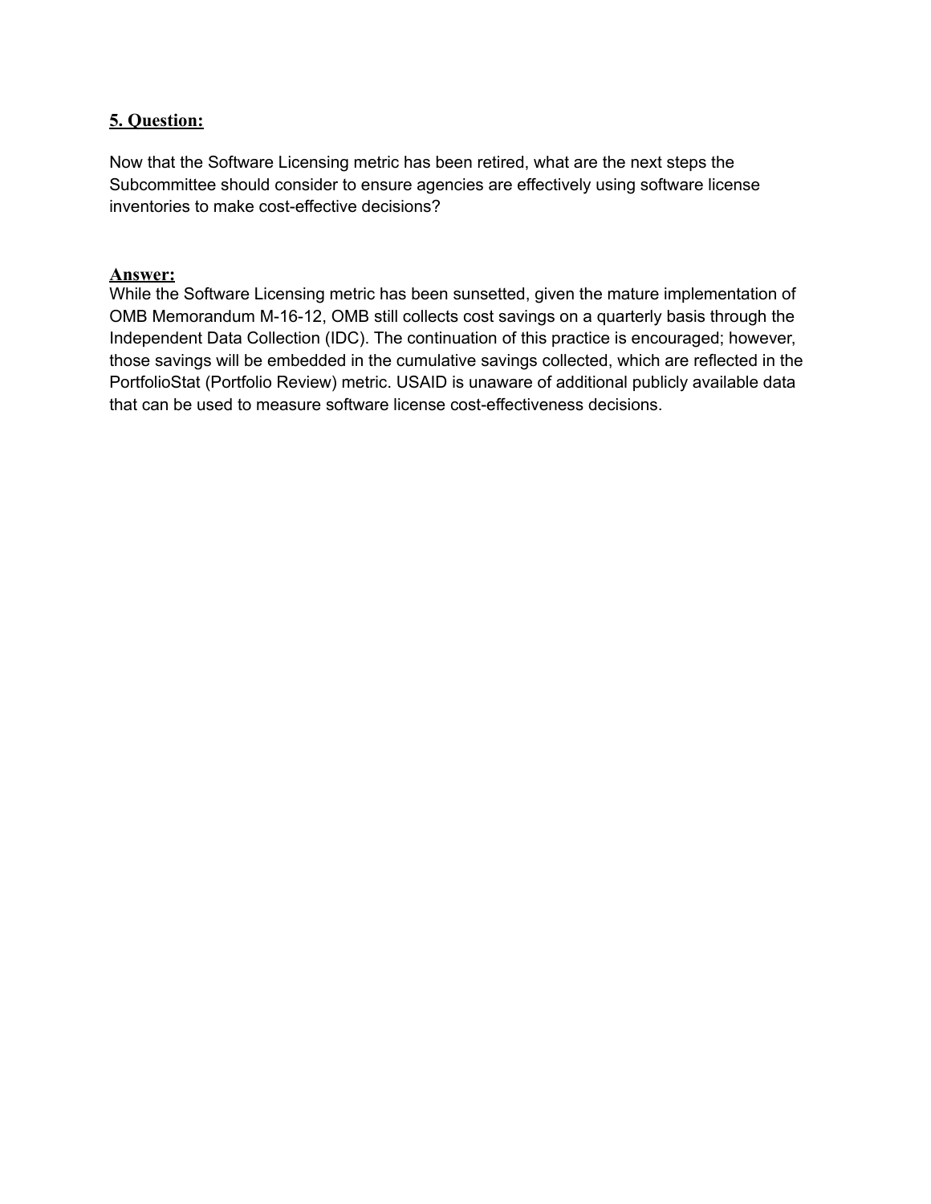**5. Question:**

Now that the Software Licensing metric has been retired, what are the next steps the Subcommittee should consider to ensure agencies are effectively using software license inventories to make cost-effective decisions?

**Answer:**

While the Software Licensing metric has been sunsetted, given the mature implementation of OMB Memorandum M-16-12, OMB still collects cost savings on a quarterly basis through the Independent Data Collection (IDC). The continuation of this practice is encouraged; however, those savings will be embedded in the cumulative savings collected, which are reflected in the PortfolioStat (Portfolio Review) metric. USAID is unaware of additional publicly available data that can be used to measure software license cost-effectiveness decisions.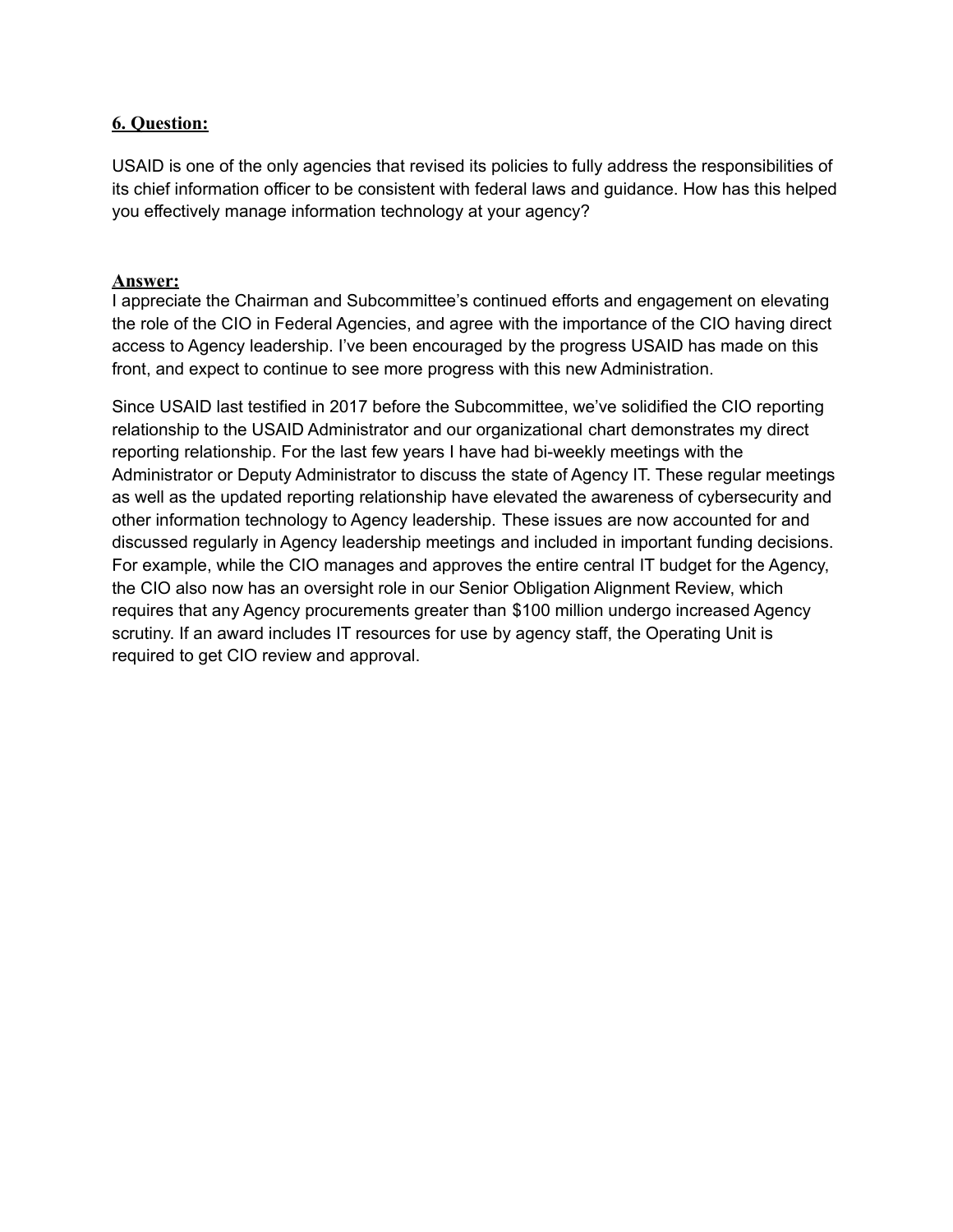**6. Question:**

USAID is one of the only agencies that revised its policies to fully address the responsibilities of its chief information officer to be consistent with federal laws and guidance. How has this helped you effectively manage information technology at your agency?

**Answer:**

I appreciate the Chairman and Subcommittee's continued efforts and engagement on elevating the role of the CIO in Federal Agencies, and agree with the importance of the CIO having direct access to Agency leadership. I've been encouraged by the progress USAID has made on this front, and expect to continue to see more progress with this new Administration.

Since USAID last testified in 2017 before the Subcommittee, we've solidified the CIO reporting relationship to the USAID Administrator and our organizational chart demonstrates my direct reporting relationship. For the last few years I have had bi-weekly meetings with the Administrator or Deputy Administrator to discuss the state of Agency IT. These regular meetings as well as the updated reporting relationship have elevated the awareness of cybersecurity and other information technology to Agency leadership. These issues are now accounted for and discussed regularly in Agency leadership meetings and included in important funding decisions. For example, while the CIO manages and approves the entire central IT budget for the Agency, the CIO also now has an oversight role in our Senior Obligation Alignment Review, which requires that any Agency procurements greater than $100 million undergo increased Agency scrutiny. If an award includes IT resources for use by agency staff, the Operating Unit is required to get CIO review and approval.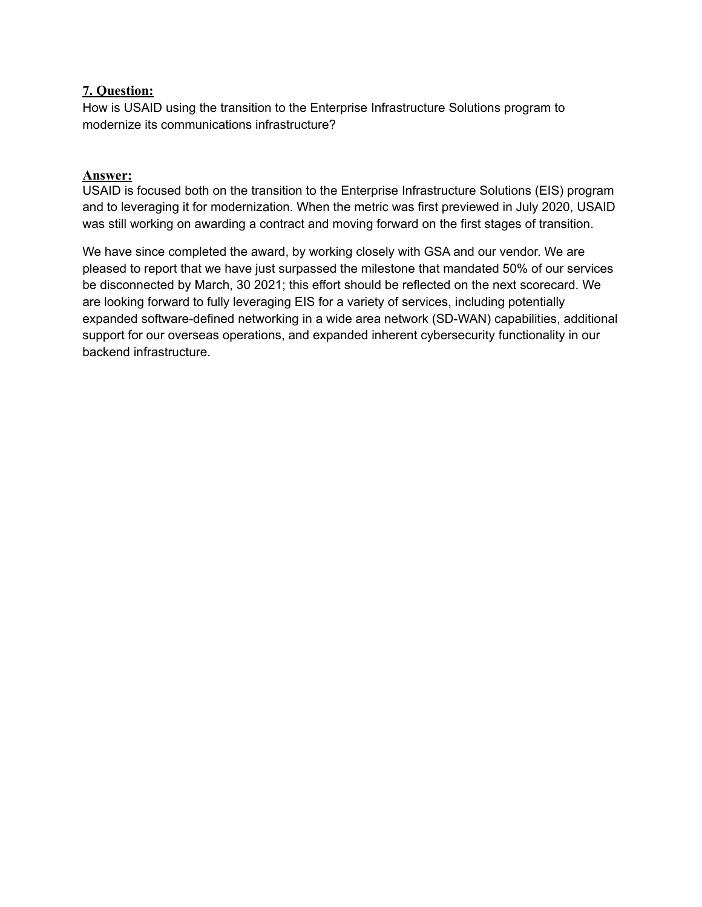**7. Question:**

How is USAID using the transition to the Enterprise Infrastructure Solutions program to modernize its communications infrastructure?

**Answer:**

USAID is focused both on the transition to the Enterprise Infrastructure Solutions (EIS) program and to leveraging it for modernization. When the metric was first previewed in July 2020, USAID was still working on awarding a contract and moving forward on the first stages of transition.

We have since completed the award, by working closely with GSA and our vendor. We are pleased to report that we have just surpassed the milestone that mandated 50% of our services be disconnected by March, 30 2021; this effort should be reflected on the next scorecard. We are looking forward to fully leveraging EIS for a variety of services, including potentially expanded software-defined networking in a wide area network (SD-WAN) capabilities, additional support for our overseas operations, and expanded inherent cybersecurity functionality in our backend infrastructure.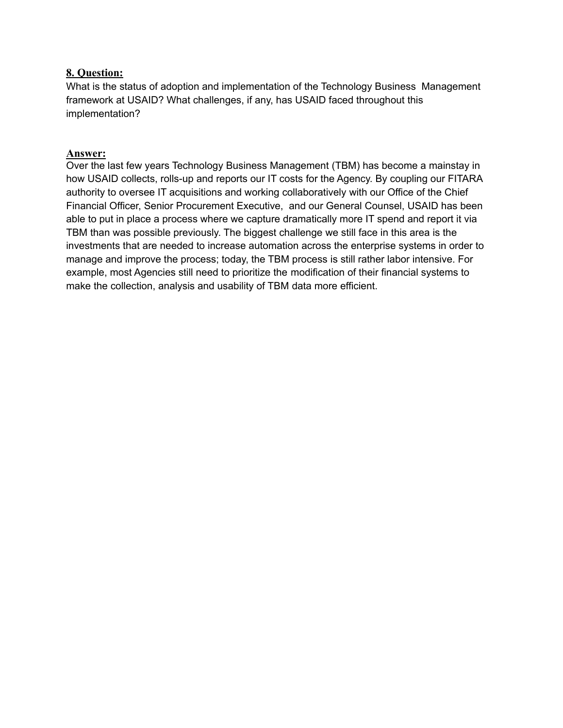**8. Question:**

What is the status of adoption and implementation of the Technology Business Management framework at USAID? What challenges, if any, has USAID faced throughout this implementation?

**Answer:**

Over the last few years Technology Business Management (TBM) has become a mainstay in how USAID collects, rolls-up and reports our IT costs for the Agency. By coupling our FITARA authority to oversee IT acquisitions and working collaboratively with our Office of the Chief Financial Officer, Senior Procurement Executive, and our General Counsel, USAID has been able to put in place a process where we capture dramatically more IT spend and report it via TBM than was possible previously. The biggest challenge we still face in this area is the investments that are needed to increase automation across the enterprise systems in order to manage and improve the process; today, the TBM process is still rather labor intensive. For example, most Agencies still need to prioritize the modification of their financial systems to make the collection, analysis and usability of TBM data more efficient.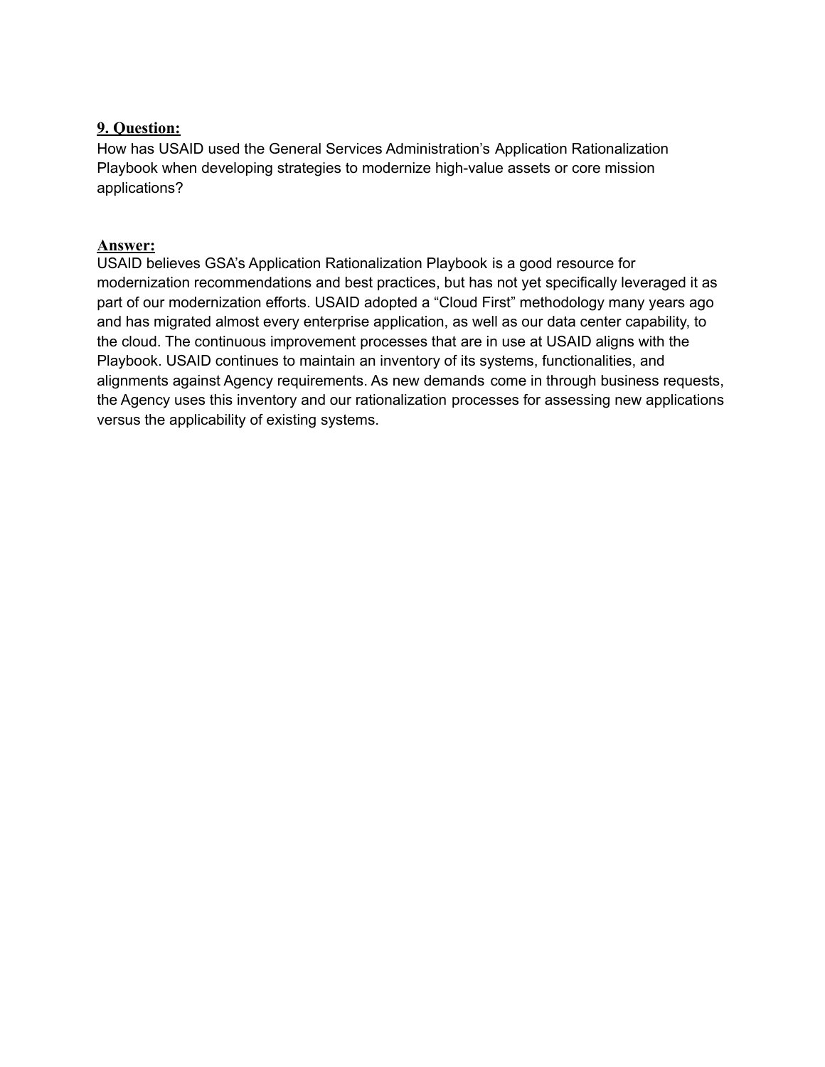**9. Question:**

How has USAID used the General Services Administration's Application Rationalization Playbook when developing strategies to modernize high-value assets or core mission applications?

**Answer:**

USAID believes GSA's Application Rationalization Playbook is a good resource for modernization recommendations and best practices, but has not yet specifically leveraged it as part of our modernization efforts. USAID adopted a "Cloud First" methodology many years ago and has migrated almost every enterprise application, as well as our data center capability, to the cloud. The continuous improvement processes that are in use at USAID aligns with the Playbook. USAID continues to maintain an inventory of its systems, functionalities, and alignments against Agency requirements. As new demands come in through business requests, the Agency uses this inventory and our rationalization processes for assessing new applications versus the applicability of existing systems.